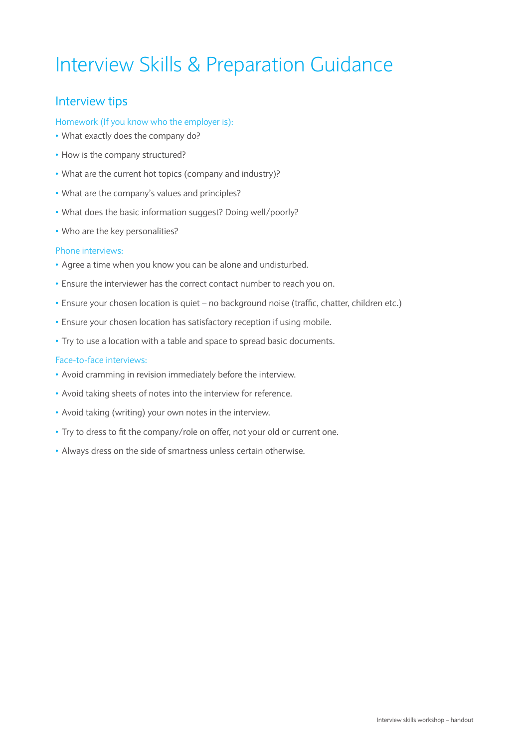# Interview Skills & Preparation Guidance

## Interview tips

### Homework (If you know who the employer is):

- What exactly does the company do?
- How is the company structured?
- What are the current hot topics (company and industry)?
- What are the company's values and principles?
- What does the basic information suggest? Doing well/poorly?
- Who are the key personalities?

### Phone interviews:

- Agree a time when you know you can be alone and undisturbed.
- Ensure the interviewer has the correct contact number to reach you on.
- Ensure your chosen location is quiet – no background noise (traffic, chatter, children etc.)
- Ensure your chosen location has satisfactory reception if using mobile.
- Try to use a location with a table and space to spread basic documents.

### Face-to-face interviews:

- Avoid cramming in revision immediately before the interview.
- Avoid taking sheets of notes into the interview for reference.
- Avoid taking (writing) your own notes in the interview.
- Try to dress to fit the company/role on offer, not your old or current one.
- Always dress on the side of smartness unless certain otherwise.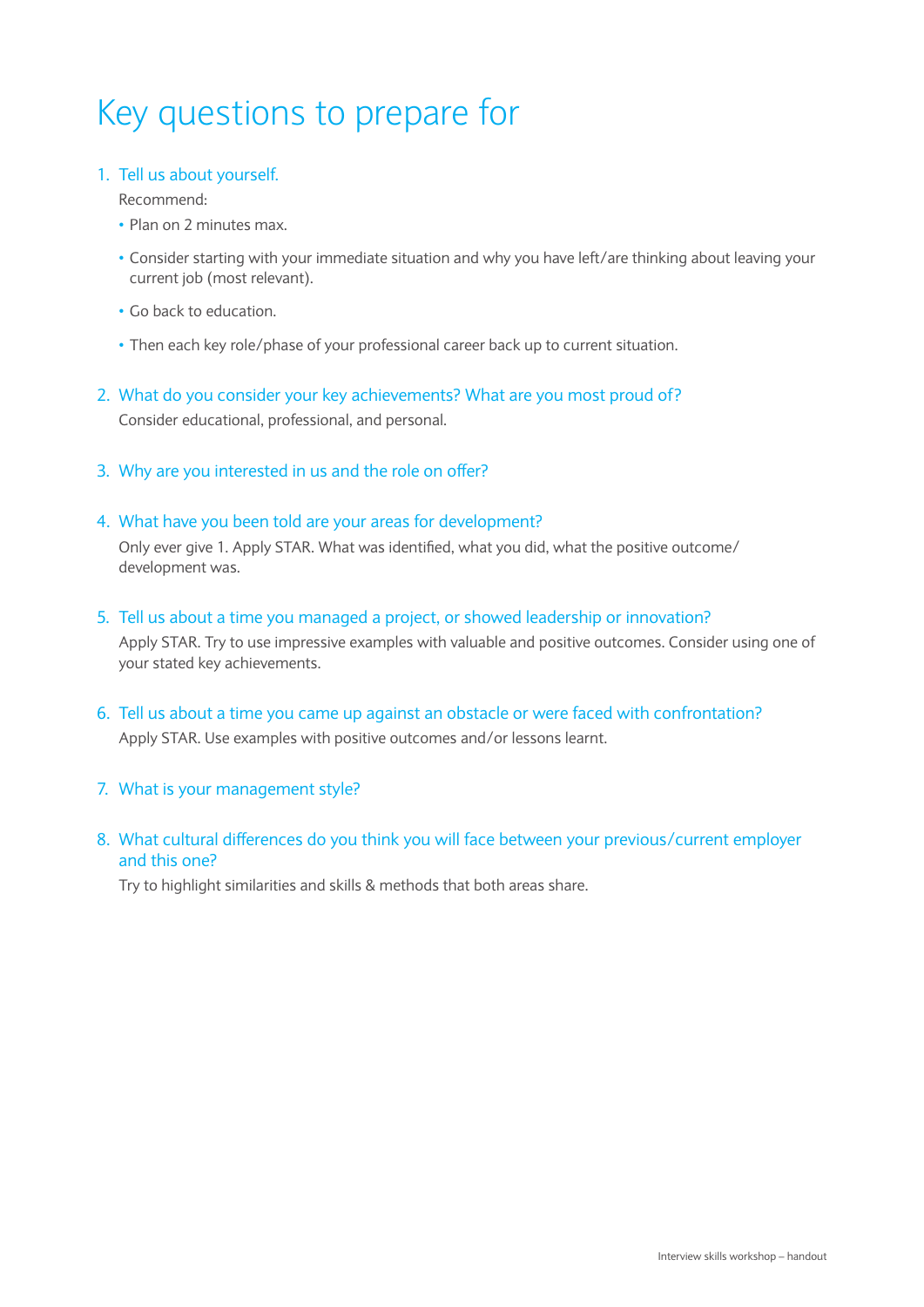# Key questions to prepare for

1. Tell us about yourself.

   Recommend:

   - Plan on 2 minutes max.
   - Consider starting with your immediate situation and why you have left/are thinking about leaving your current job (most relevant).
   - Go back to education.
   - Then each key role/phase of your professional career back up to current situation.

2. What do you consider your key achievements? What are you most proud of?

   Consider educational, professional, and personal.

3. Why are you interested in us and the role on offer?

4. What have you been told are your areas for development?

   Only ever give 1. Apply STAR. What was identified, what you did, what the positive outcome/development was.

5. Tell us about a time you managed a project, or showed leadership or innovation?

   Apply STAR. Try to use impressive examples with valuable and positive outcomes. Consider using one of your stated key achievements.

6. Tell us about a time you came up against an obstacle or were faced with confrontation?

   Apply STAR. Use examples with positive outcomes and/or lessons learnt.

7. What is your management style?

8. What cultural differences do you think you will face between your previous/current employer and this one?

   Try to highlight similarities and skills & methods that both areas share.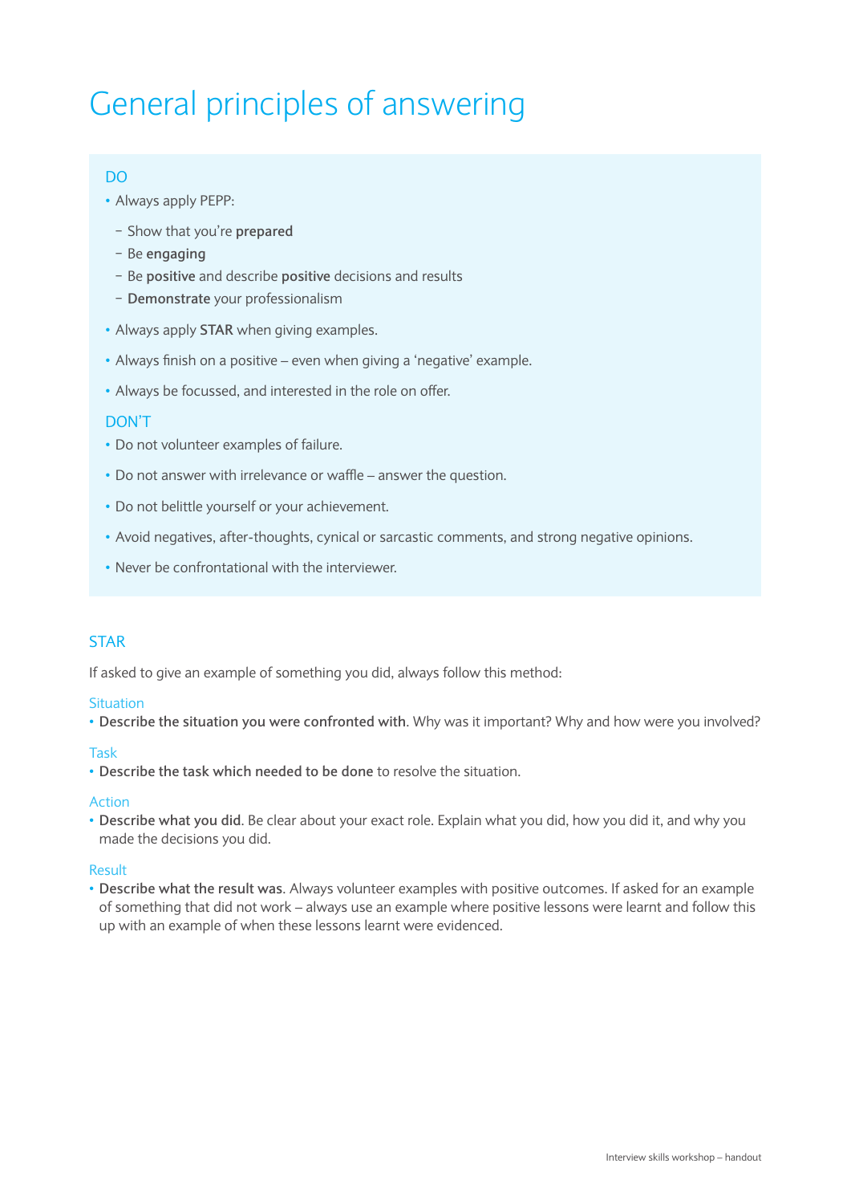# General principles of answering

## DO

- Always apply PEPP:
  - Show that you're **prepared**
  - Be **engaging**
  - Be **positive** and describe **positive** decisions and results
  - **Demonstrate** your professionalism
- Always apply **STAR** when giving examples.
- Always finish on a positive – even when giving a 'negative' example.
- Always be focussed, and interested in the role on offer.

## DON'T

- Do not volunteer examples of failure.
- Do not answer with irrelevance or waffle – answer the question.
- Do not belittle yourself or your achievement.
- Avoid negatives, after-thoughts, cynical or sarcastic comments, and strong negative opinions.
- Never be confrontational with the interviewer.

## STAR

If asked to give an example of something you did, always follow this method:

### Situation

- **Describe the situation you were confronted with**. Why was it important? Why and how were you involved?

### Task

- **Describe the task which needed to be done** to resolve the situation.

### Action

- **Describe what you did**. Be clear about your exact role. Explain what you did, how you did it, and why you made the decisions you did.

### Result

- **Describe what the result was**. Always volunteer examples with positive outcomes. If asked for an example of something that did not work – always use an example where positive lessons were learnt and follow this up with an example of when these lessons learnt were evidenced.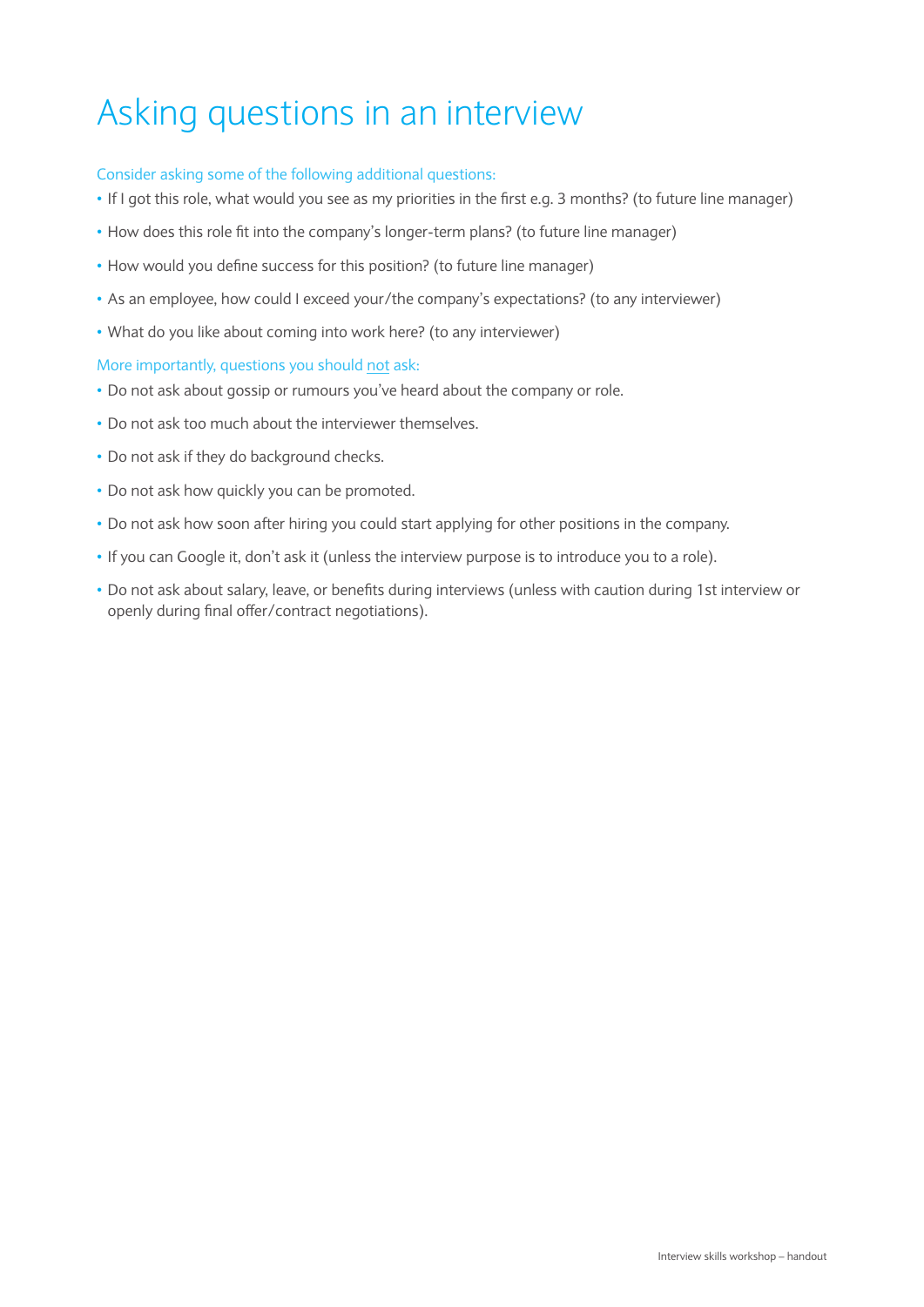# Asking questions in an interview

Consider asking some of the following additional questions:

- If I got this role, what would you see as my priorities in the first e.g. 3 months? (to future line manager)
- How does this role fit into the company's longer-term plans? (to future line manager)
- How would you define success for this position? (to future line manager)
- As an employee, how could I exceed your/the company's expectations? (to any interviewer)
- What do you like about coming into work here? (to any interviewer)

More importantly, questions you should not ask:

- Do not ask about gossip or rumours you've heard about the company or role.
- Do not ask too much about the interviewer themselves.
- Do not ask if they do background checks.
- Do not ask how quickly you can be promoted.
- Do not ask how soon after hiring you could start applying for other positions in the company.
- If you can Google it, don't ask it (unless the interview purpose is to introduce you to a role).
- Do not ask about salary, leave, or benefits during interviews (unless with caution during 1st interview or openly during final offer/contract negotiations).